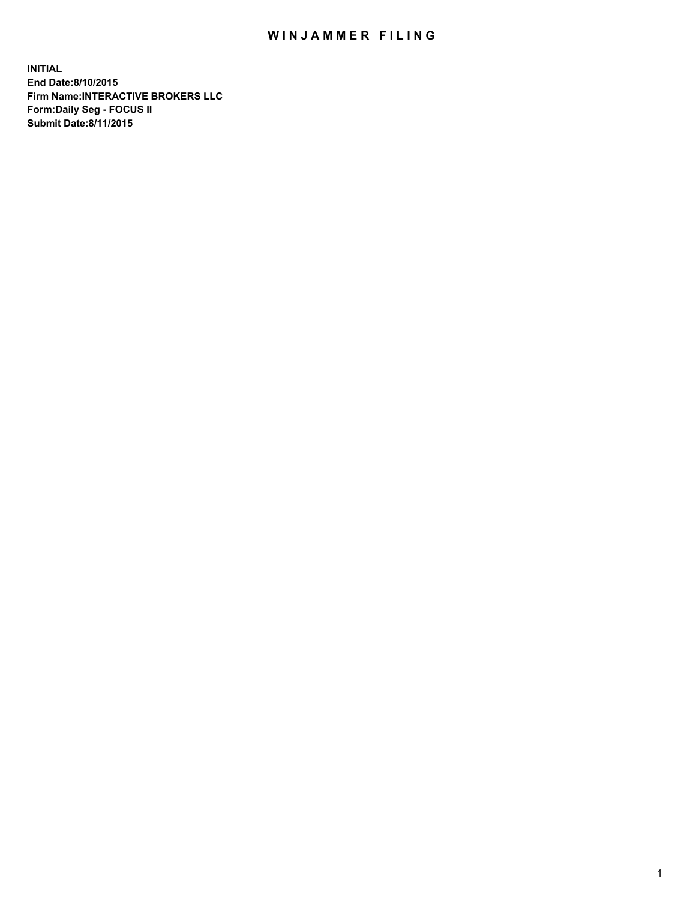# WINJAMMER FILING

**INITIAL**
**End Date:8/10/2015**
**Firm Name:INTERACTIVE BROKERS LLC**
**Form:Daily Seg - FOCUS II**
**Submit Date:8/11/2015**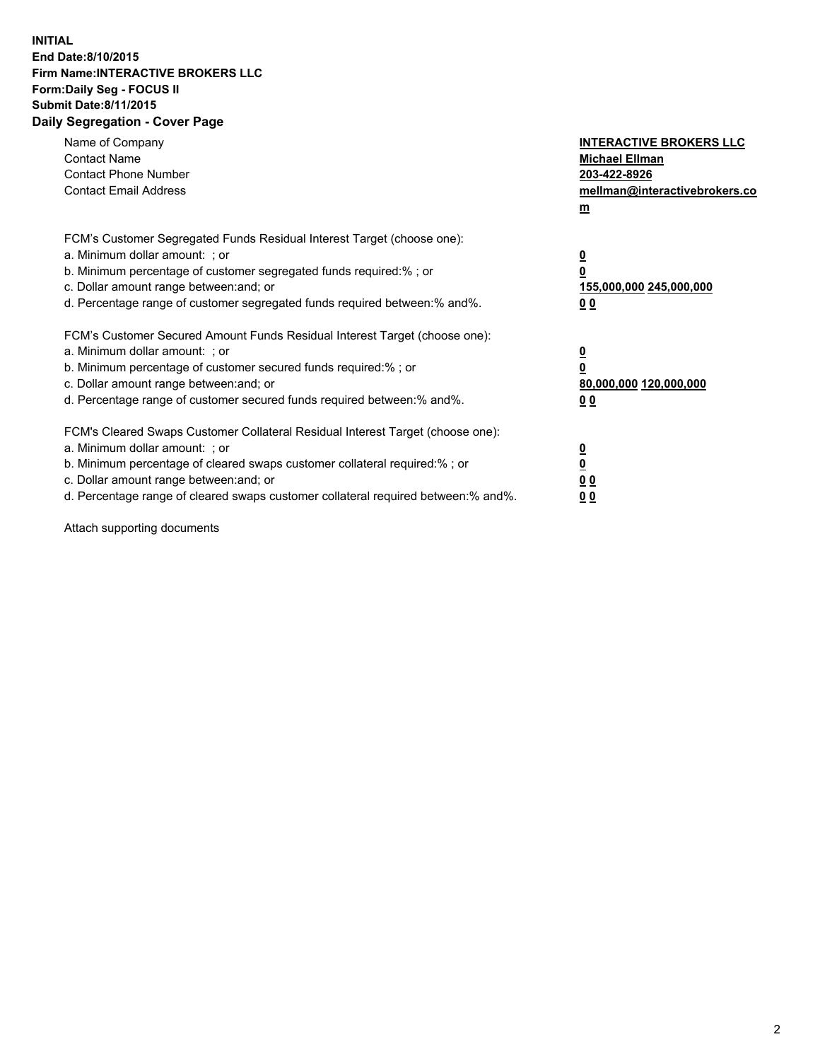**INITIAL**
**End Date:8/10/2015**
**Firm Name:INTERACTIVE BROKERS LLC**
**Form:Daily Seg - FOCUS II**
**Submit Date:8/11/2015**

## Daily Segregation - Cover Page

| | |
|---|---|
| Name of Company | **INTERACTIVE BROKERS LLC** |
| Contact Name | **Michael Ellman** |
| Contact Phone Number | **203-422-8926** |
| Contact Email Address | **mellman@interactivebrokers.com** |

FCM's Customer Segregated Funds Residual Interest Target (choose one):

| | |
|---|---|
| a. Minimum dollar amount: ; or | **0** |
| b. Minimum percentage of customer segregated funds required:% ; or | **0** |
| c. Dollar amount range between:and; or | **155,000,000 245,000,000** |
| d. Percentage range of customer segregated funds required between:% and%. | **0 0** |

FCM's Customer Secured Amount Funds Residual Interest Target (choose one):

| | |
|---|---|
| a. Minimum dollar amount: ; or | **0** |
| b. Minimum percentage of customer secured funds required:% ; or | **0** |
| c. Dollar amount range between:and; or | **80,000,000 120,000,000** |
| d. Percentage range of customer secured funds required between:% and%. | **0 0** |

FCM's Cleared Swaps Customer Collateral Residual Interest Target (choose one):

| | |
|---|---|
| a. Minimum dollar amount: ; or | **0** |
| b. Minimum percentage of cleared swaps customer collateral required:% ; or | **0** |
| c. Dollar amount range between:and; or | **0 0** |
| d. Percentage range of cleared swaps customer collateral required between:% and%. | **0 0** |

Attach supporting documents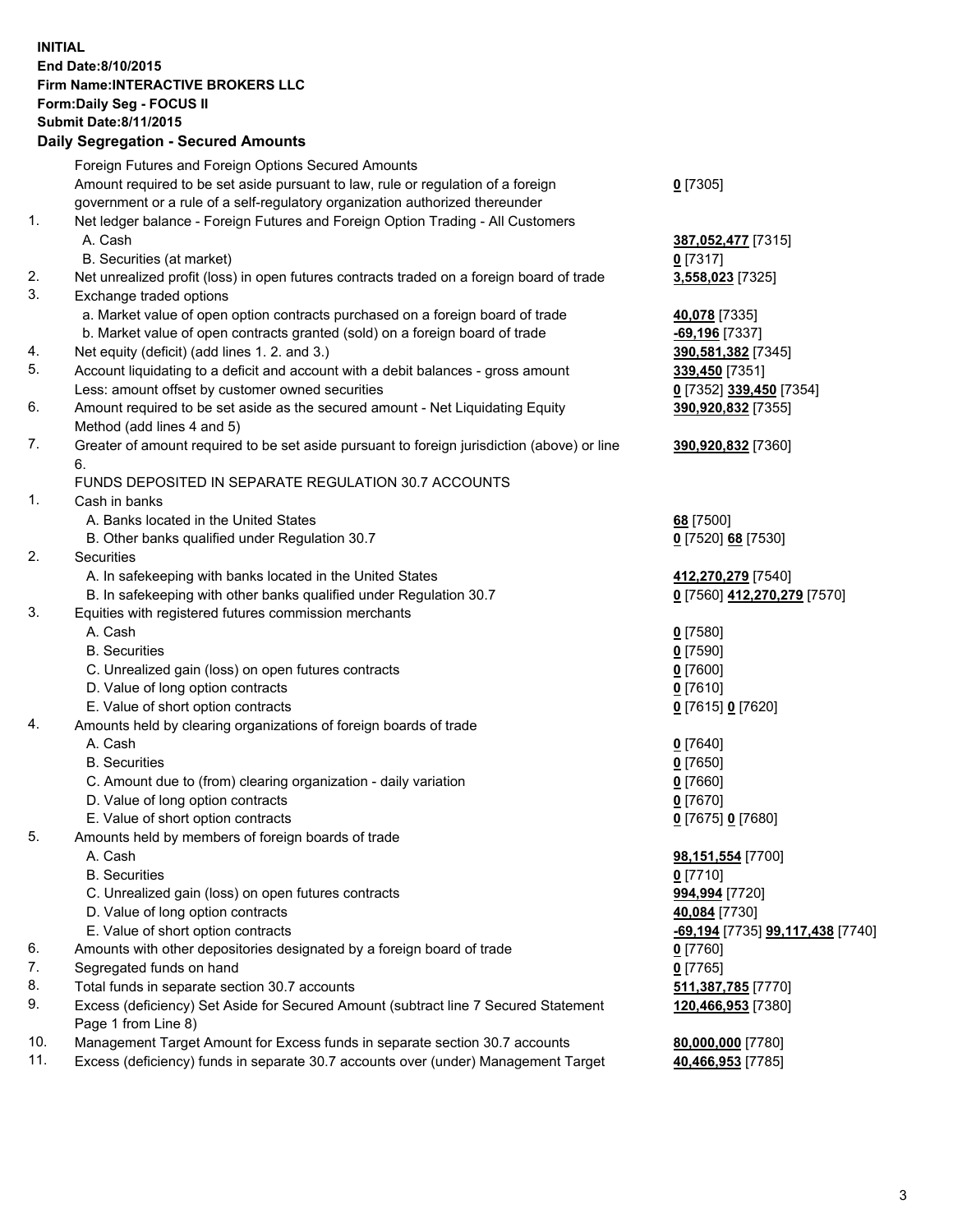**INITIAL**
**End Date:8/10/2015**
**Firm Name:INTERACTIVE BROKERS LLC**
**Form:Daily Seg - FOCUS II**
**Submit Date:8/11/2015**

## Daily Segregation - Secured Amounts

| | | |
|---|---|---|
| | Foreign Futures and Foreign Options Secured Amounts | |
| | Amount required to be set aside pursuant to law, rule or regulation of a foreign government or a rule of a self-regulatory organization authorized thereunder | **0** [7305] |
| 1. | Net ledger balance - Foreign Futures and Foreign Option Trading - All Customers | |
| | A. Cash | **387,052,477** [7315] |
| | B. Securities (at market) | **0** [7317] |
| 2. | Net unrealized profit (loss) in open futures contracts traded on a foreign board of trade | **3,558,023** [7325] |
| 3. | Exchange traded options | |
| | a. Market value of open option contracts purchased on a foreign board of trade | **40,078** [7335] |
| | b. Market value of open contracts granted (sold) on a foreign board of trade | **-69,196** [7337] |
| 4. | Net equity (deficit) (add lines 1. 2. and 3.) | **390,581,382** [7345] |
| 5. | Account liquidating to a deficit and account with a debit balances - gross amount | **339,450** [7351] |
| | Less: amount offset by customer owned securities | **0** [7352] **339,450** [7354] |
| 6. | Amount required to be set aside as the secured amount - Net Liquidating Equity Method (add lines 4 and 5) | **390,920,832** [7355] |
| 7. | Greater of amount required to be set aside pursuant to foreign jurisdiction (above) or line 6. | **390,920,832** [7360] |
| | FUNDS DEPOSITED IN SEPARATE REGULATION 30.7 ACCOUNTS | |
| 1. | Cash in banks | |
| | A. Banks located in the United States | **68** [7500] |
| | B. Other banks qualified under Regulation 30.7 | **0** [7520] **68** [7530] |
| 2. | Securities | |
| | A. In safekeeping with banks located in the United States | **412,270,279** [7540] |
| | B. In safekeeping with other banks qualified under Regulation 30.7 | **0** [7560] **412,270,279** [7570] |
| 3. | Equities with registered futures commission merchants | |
| | A. Cash | **0** [7580] |
| | B. Securities | **0** [7590] |
| | C. Unrealized gain (loss) on open futures contracts | **0** [7600] |
| | D. Value of long option contracts | **0** [7610] |
| | E. Value of short option contracts | **0** [7615] **0** [7620] |
| 4. | Amounts held by clearing organizations of foreign boards of trade | |
| | A. Cash | **0** [7640] |
| | B. Securities | **0** [7650] |
| | C. Amount due to (from) clearing organization - daily variation | **0** [7660] |
| | D. Value of long option contracts | **0** [7670] |
| | E. Value of short option contracts | **0** [7675] **0** [7680] |
| 5. | Amounts held by members of foreign boards of trade | |
| | A. Cash | **98,151,554** [7700] |
| | B. Securities | **0** [7710] |
| | C. Unrealized gain (loss) on open futures contracts | **994,994** [7720] |
| | D. Value of long option contracts | **40,084** [7730] |
| | E. Value of short option contracts | **-69,194** [7735] **99,117,438** [7740] |
| 6. | Amounts with other depositories designated by a foreign board of trade | **0** [7760] |
| 7. | Segregated funds on hand | **0** [7765] |
| 8. | Total funds in separate section 30.7 accounts | **511,387,785** [7770] |
| 9. | Excess (deficiency) Set Aside for Secured Amount (subtract line 7 Secured Statement Page 1 from Line 8) | **120,466,953** [7380] |
| 10. | Management Target Amount for Excess funds in separate section 30.7 accounts | **80,000,000** [7780] |
| 11. | Excess (deficiency) funds in separate 30.7 accounts over (under) Management Target | **40,466,953** [7785] |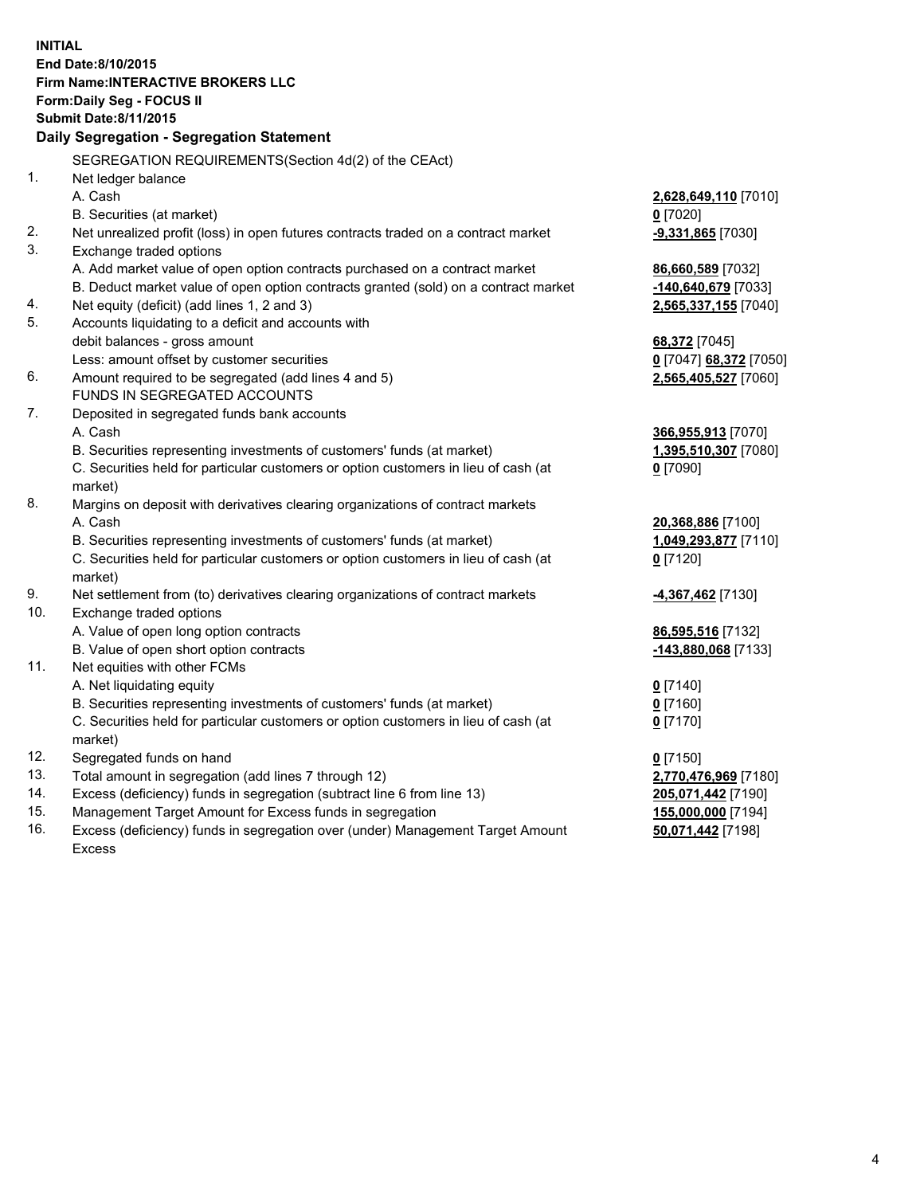**INITIAL**
**End Date:8/10/2015**
**Firm Name:INTERACTIVE BROKERS LLC**
**Form:Daily Seg - FOCUS II**
**Submit Date:8/11/2015**

**Daily Segregation - Segregation Statement**

SEGREGATION REQUIREMENTS(Section 4d(2) of the CEAct)

| | | |
|---|---|---|
| 1. | Net ledger balance | |
| | A. Cash | 2,628,649,110 [7010] |
| | B. Securities (at market) | 0 [7020] |
| 2. | Net unrealized profit (loss) in open futures contracts traded on a contract market | -9,331,865 [7030] |
| 3. | Exchange traded options | |
| | A. Add market value of open option contracts purchased on a contract market | 86,660,589 [7032] |
| | B. Deduct market value of open option contracts granted (sold) on a contract market | -140,640,679 [7033] |
| 4. | Net equity (deficit) (add lines 1, 2 and 3) | 2,565,337,155 [7040] |
| 5. | Accounts liquidating to a deficit and accounts with debit balances - gross amount | 68,372 [7045] |
| | Less: amount offset by customer securities | 0 [7047] 68,372 [7050] |
| 6. | Amount required to be segregated (add lines 4 and 5) | 2,565,405,527 [7060] |
| | FUNDS IN SEGREGATED ACCOUNTS | |
| 7. | Deposited in segregated funds bank accounts | |
| | A. Cash | 366,955,913 [7070] |
| | B. Securities representing investments of customers' funds (at market) | 1,395,510,307 [7080] |
| | C. Securities held for particular customers or option customers in lieu of cash (at market) | 0 [7090] |
| 8. | Margins on deposit with derivatives clearing organizations of contract markets | |
| | A. Cash | 20,368,886 [7100] |
| | B. Securities representing investments of customers' funds (at market) | 1,049,293,877 [7110] |
| | C. Securities held for particular customers or option customers in lieu of cash (at market) | 0 [7120] |
| 9. | Net settlement from (to) derivatives clearing organizations of contract markets | -4,367,462 [7130] |
| 10. | Exchange traded options | |
| | A. Value of open long option contracts | 86,595,516 [7132] |
| | B. Value of open short option contracts | -143,880,068 [7133] |
| 11. | Net equities with other FCMs | |
| | A. Net liquidating equity | 0 [7140] |
| | B. Securities representing investments of customers' funds (at market) | 0 [7160] |
| | C. Securities held for particular customers or option customers in lieu of cash (at market) | 0 [7170] |
| 12. | Segregated funds on hand | 0 [7150] |
| 13. | Total amount in segregation (add lines 7 through 12) | 2,770,476,969 [7180] |
| 14. | Excess (deficiency) funds in segregation (subtract line 6 from line 13) | 205,071,442 [7190] |
| 15. | Management Target Amount for Excess funds in segregation | 155,000,000 [7194] |
| 16. | Excess (deficiency) funds in segregation over (under) Management Target Amount Excess | 50,071,442 [7198] |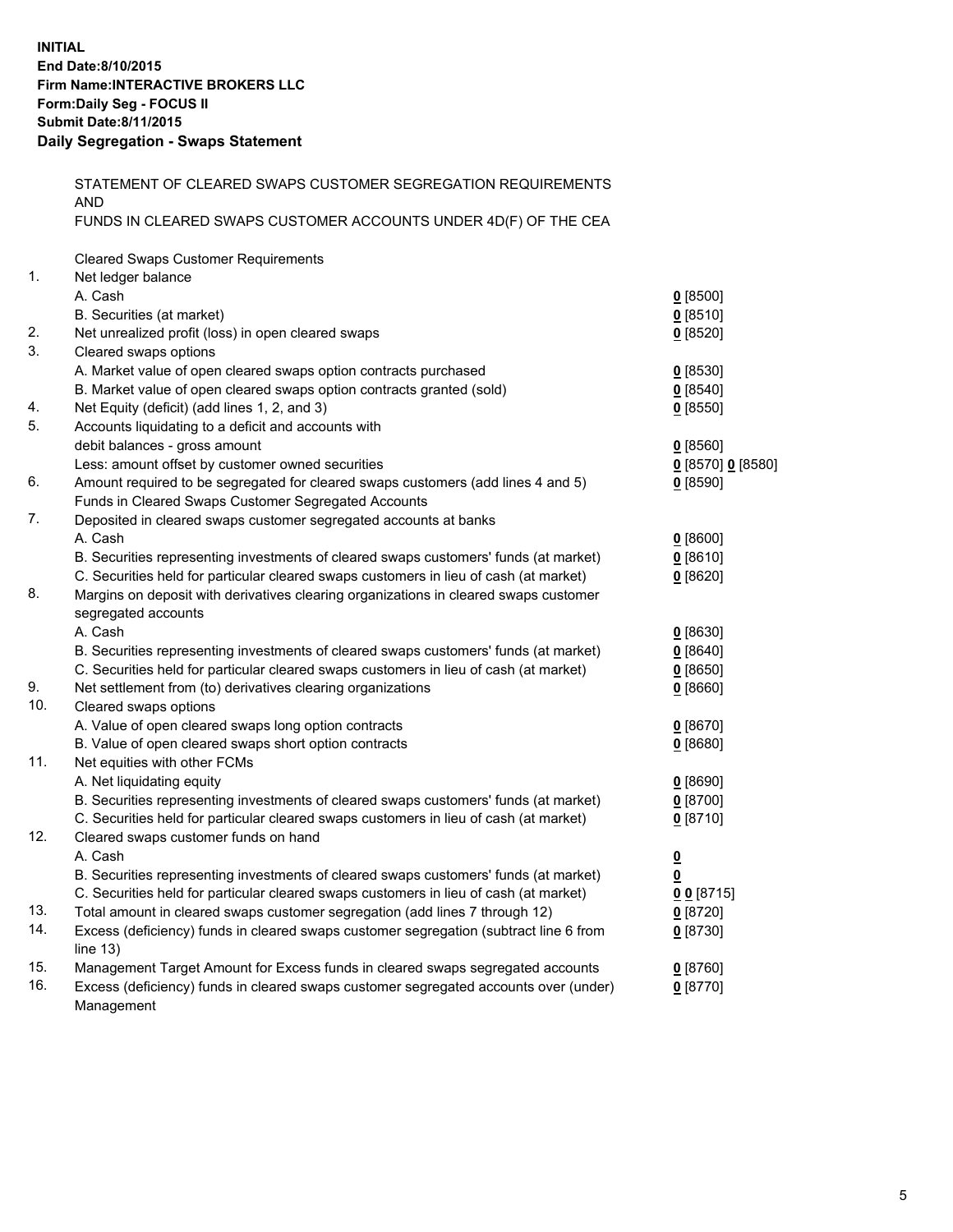**INITIAL**
**End Date:8/10/2015**
**Firm Name:INTERACTIVE BROKERS LLC**
**Form:Daily Seg - FOCUS II**
**Submit Date:8/11/2015**
**Daily Segregation - Swaps Statement**

STATEMENT OF CLEARED SWAPS CUSTOMER SEGREGATION REQUIREMENTS
AND
FUNDS IN CLEARED SWAPS CUSTOMER ACCOUNTS UNDER 4D(F) OF THE CEA

| | | |
|---|---|---|
| | Cleared Swaps Customer Requirements | |
| 1. | Net ledger balance | |
| | A. Cash | 0 [8500] |
| | B. Securities (at market) | 0 [8510] |
| 2. | Net unrealized profit (loss) in open cleared swaps | 0 [8520] |
| 3. | Cleared swaps options | |
| | A. Market value of open cleared swaps option contracts purchased | 0 [8530] |
| | B. Market value of open cleared swaps option contracts granted (sold) | 0 [8540] |
| 4. | Net Equity (deficit) (add lines 1, 2, and 3) | 0 [8550] |
| 5. | Accounts liquidating to a deficit and accounts with | |
| | debit balances - gross amount | 0 [8560] |
| | Less: amount offset by customer owned securities | 0 [8570] 0 [8580] |
| 6. | Amount required to be segregated for cleared swaps customers (add lines 4 and 5) | 0 [8590] |
| | Funds in Cleared Swaps Customer Segregated Accounts | |
| 7. | Deposited in cleared swaps customer segregated accounts at banks | |
| | A. Cash | 0 [8600] |
| | B. Securities representing investments of cleared swaps customers' funds (at market) | 0 [8610] |
| | C. Securities held for particular cleared swaps customers in lieu of cash (at market) | 0 [8620] |
| 8. | Margins on deposit with derivatives clearing organizations in cleared swaps customer segregated accounts | |
| | A. Cash | 0 [8630] |
| | B. Securities representing investments of cleared swaps customers' funds (at market) | 0 [8640] |
| | C. Securities held for particular cleared swaps customers in lieu of cash (at market) | 0 [8650] |
| 9. | Net settlement from (to) derivatives clearing organizations | 0 [8660] |
| 10. | Cleared swaps options | |
| | A. Value of open cleared swaps long option contracts | 0 [8670] |
| | B. Value of open cleared swaps short option contracts | 0 [8680] |
| 11. | Net equities with other FCMs | |
| | A. Net liquidating equity | 0 [8690] |
| | B. Securities representing investments of cleared swaps customers' funds (at market) | 0 [8700] |
| | C. Securities held for particular cleared swaps customers in lieu of cash (at market) | 0 [8710] |
| 12. | Cleared swaps customer funds on hand | |
| | A. Cash | 0 |
| | B. Securities representing investments of cleared swaps customers' funds (at market) | 0 |
| | C. Securities held for particular cleared swaps customers in lieu of cash (at market) | 0 0 [8715] |
| 13. | Total amount in cleared swaps customer segregation (add lines 7 through 12) | 0 [8720] |
| 14. | Excess (deficiency) funds in cleared swaps customer segregation (subtract line 6 from line 13) | 0 [8730] |
| 15. | Management Target Amount for Excess funds in cleared swaps segregated accounts | 0 [8760] |
| 16. | Excess (deficiency) funds in cleared swaps customer segregated accounts over (under) Management | 0 [8770] |